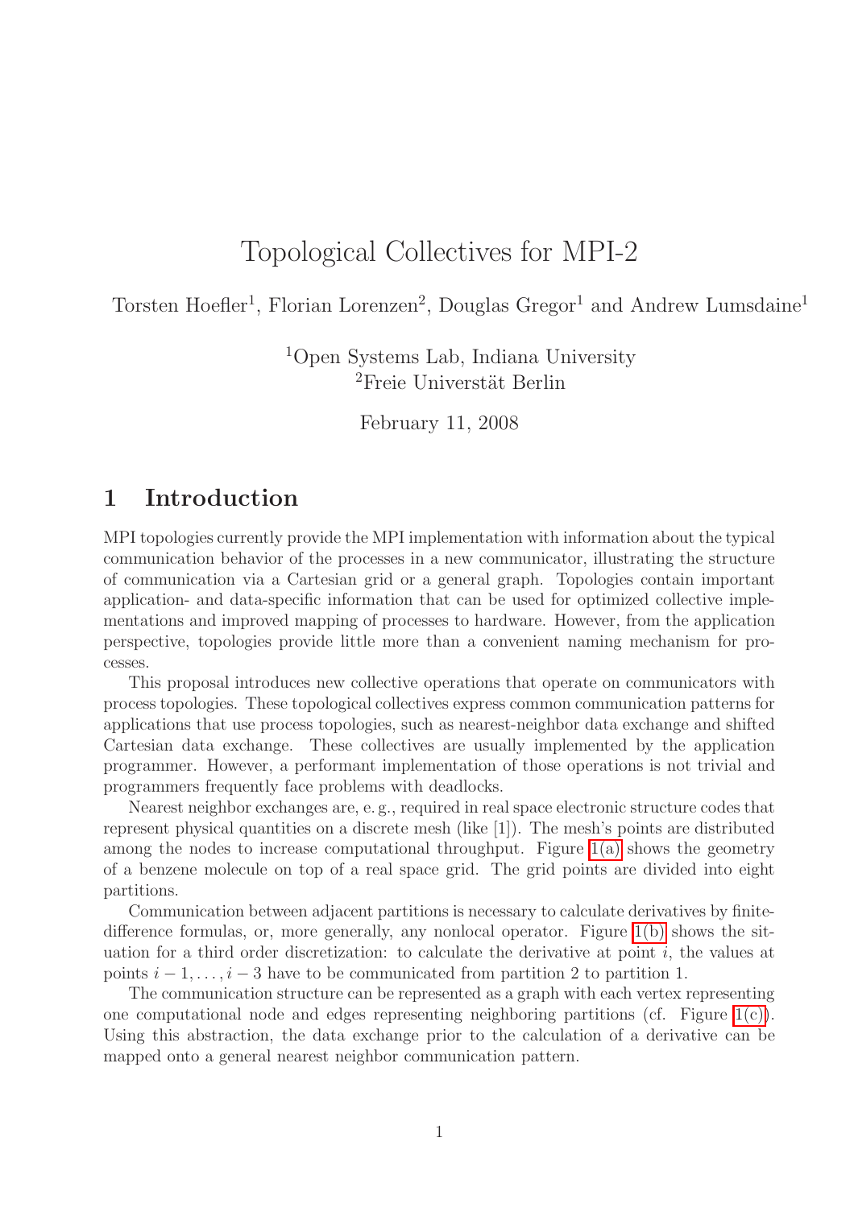# Topological Collectives for MPI-2

Torsten Hoefler[1], Florian Lorenzen[2], Douglas Gregor[1] and Andrew Lumsdaine[1]

[1]Open Systems Lab, Indiana University
[2]Freie Universität Berlin

February 11, 2008

## 1 Introduction

MPI topologies currently provide the MPI implementation with information about the typical communication behavior of the processes in a new communicator, illustrating the structure of communication via a Cartesian grid or a general graph. Topologies contain important application- and data-specific information that can be used for optimized collective implementations and improved mapping of processes to hardware. However, from the application perspective, topologies provide little more than a convenient naming mechanism for processes.

This proposal introduces new collective operations that operate on communicators with process topologies. These topological collectives express common communication patterns for applications that use process topologies, such as nearest-neighbor data exchange and shifted Cartesian data exchange. These collectives are usually implemented by the application programmer. However, a performant implementation of those operations is not trivial and programmers frequently face problems with deadlocks.

Nearest neighbor exchanges are, e. g., required in real space electronic structure codes that represent physical quantities on a discrete mesh (like [1]). The mesh's points are distributed among the nodes to increase computational throughput. Figure 1(a) shows the geometry of a benzene molecule on top of a real space grid. The grid points are divided into eight partitions.

Communication between adjacent partitions is necessary to calculate derivatives by finite-difference formulas, or, more generally, any nonlocal operator. Figure 1(b) shows the situation for a third order discretization: to calculate the derivative at point $i$, the values at points $i-1, \dots, i-3$ have to be communicated from partition 2 to partition 1.

The communication structure can be represented as a graph with each vertex representing one computational node and edges representing neighboring partitions (cf. Figure 1(c)). Using this abstraction, the data exchange prior to the calculation of a derivative can be mapped onto a general nearest neighbor communication pattern.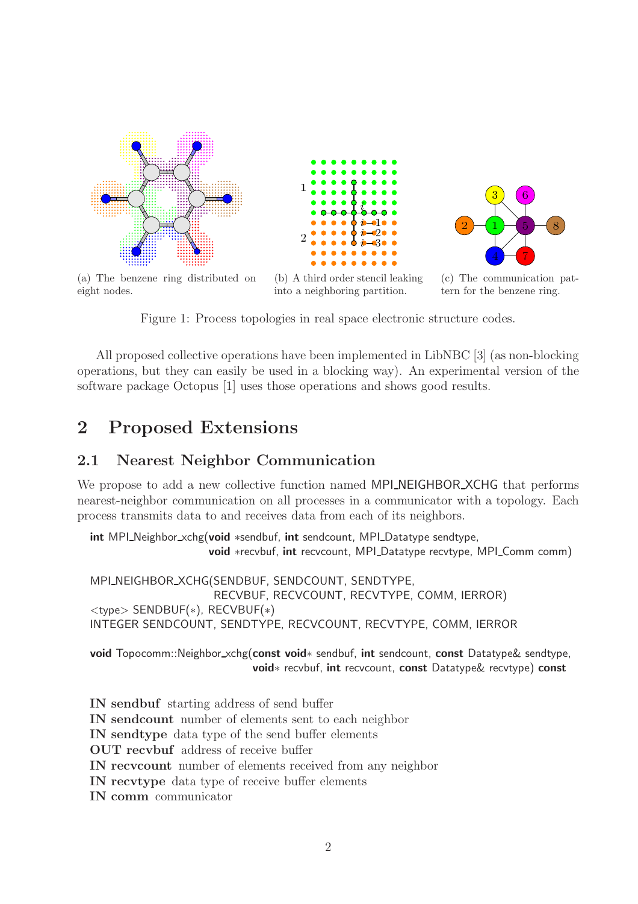(a) The benzene ring distributed on eight nodes.

(b) A third order stencil leaking into a neighboring partition.

(c) The communication pattern for the benzene ring.

Figure 1: Process topologies in real space electronic structure codes.

All proposed collective operations have been implemented in LibNBC [3] (as non-blocking operations, but they can easily be used in a blocking way). An experimental version of the software package Octopus [1] uses those operations and shows good results.

# 2 Proposed Extensions

## 2.1 Nearest Neighbor Communication

We propose to add a new collective function named MPI_NEIGHBOR_XCHG that performs nearest-neighbor communication on all processes in a communicator with a topology. Each process transmits data to and receives data from each of its neighbors.

```
int MPI_Neighbor_xchg(void *sendbuf, int sendcount, MPI_Datatype sendtype,
                      void *recvbuf, int recvcount, MPI_Datatype recvtype, MPI_Comm comm)

MPI_NEIGHBOR_XCHG(SENDBUF, SENDCOUNT, SENDTYPE,
                  RECVBUF, RECVCOUNT, RECVTYPE, COMM, IERROR)
<type> SENDBUF(*), RECVBUF(*)
INTEGER SENDCOUNT, SENDTYPE, RECVCOUNT, RECVTYPE, COMM, IERROR

void Topocomm::Neighbor_xchg(const void* sendbuf, int sendcount, const Datatype& sendtype,
                             void* recvbuf, int recvcount, const Datatype& recvtype) const
```

**IN sendbuf** starting address of send buffer  
**IN sendcount** number of elements sent to each neighbor  
**IN sendtype** data type of the send buffer elements  
**OUT recvbuf** address of receive buffer  
**IN recvcount** number of elements received from any neighbor  
**IN recvtype** data type of receive buffer elements  
**IN comm** communicator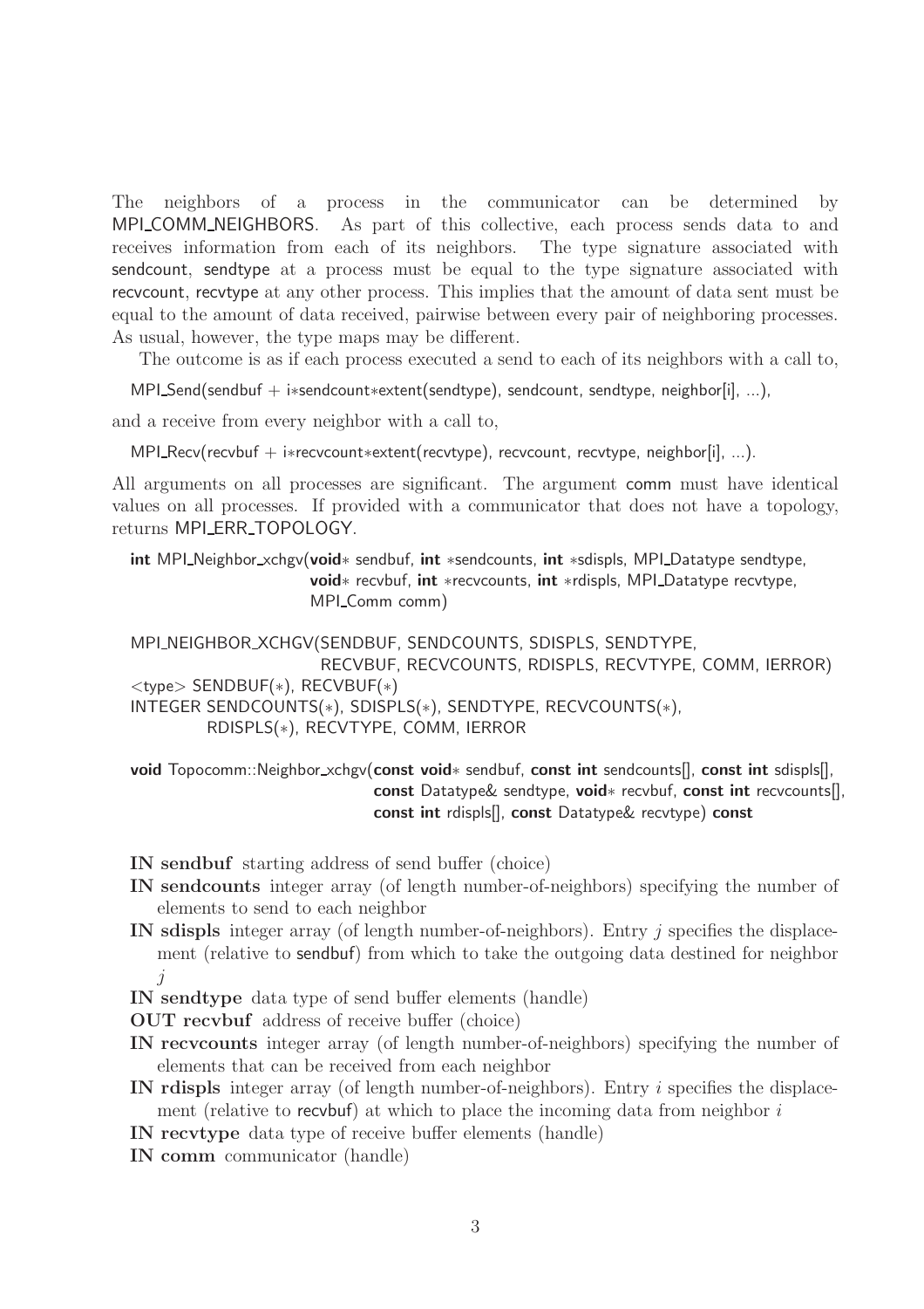The neighbors of a process in the communicator can be determined by MPI_COMM_NEIGHBORS. As part of this collective, each process sends data to and receives information from each of its neighbors. The type signature associated with sendcount, sendtype at a process must be equal to the type signature associated with recvcount, recvtype at any other process. This implies that the amount of data sent must be equal to the amount of data received, pairwise between every pair of neighboring processes. As usual, however, the type maps may be different.

The outcome is as if each process executed a send to each of its neighbors with a call to,

MPI_Send(sendbuf + i*sendcount*extent(sendtype), sendcount, sendtype, neighbor[i], ...),

and a receive from every neighbor with a call to,

MPI_Recv(recvbuf + i*recvcount*extent(recvtype), recvcount, recvtype, neighbor[i], ...).

All arguments on all processes are significant. The argument comm must have identical values on all processes. If provided with a communicator that does not have a topology, returns MPI_ERR_TOPOLOGY.

```
int MPI_Neighbor_xchgv(void* sendbuf, int *sendcounts, int *sdispls, MPI_Datatype sendtype,
                       void* recvbuf, int *recvcounts, int *rdispls, MPI_Datatype recvtype,
                       MPI_Comm comm)
```

```
MPI_NEIGHBOR_XCHGV(SENDBUF, SENDCOUNTS, SDISPLS, SENDTYPE,
                   RECVBUF, RECVCOUNTS, RDISPLS, RECVTYPE, COMM, IERROR)
<type> SENDBUF(*), RECVBUF(*)
INTEGER SENDCOUNTS(*), SDISPLS(*), SENDTYPE, RECVCOUNTS(*),
        RDISPLS(*), RECVTYPE, COMM, IERROR
```

```
void Topocomm::Neighbor_xchgv(const void* sendbuf, const int sendcounts[], const int sdispls[],
                              const Datatype& sendtype, void* recvbuf, const int recvcounts[],
                              const int rdispls[], const Datatype& recvtype) const
```

**IN sendbuf** starting address of send buffer (choice)

**IN sendcounts** integer array (of length number-of-neighbors) specifying the number of elements to send to each neighbor

**IN sdispls** integer array (of length number-of-neighbors). Entry $j$ specifies the displacement (relative to sendbuf) from which to take the outgoing data destined for neighbor $j$

**IN sendtype** data type of send buffer elements (handle)

**OUT recvbuf** address of receive buffer (choice)

**IN recvcounts** integer array (of length number-of-neighbors) specifying the number of elements that can be received from each neighbor

**IN rdispls** integer array (of length number-of-neighbors). Entry $i$ specifies the displacement (relative to recvbuf) at which to place the incoming data from neighbor $i$

**IN recvtype** data type of receive buffer elements (handle)

**IN comm** communicator (handle)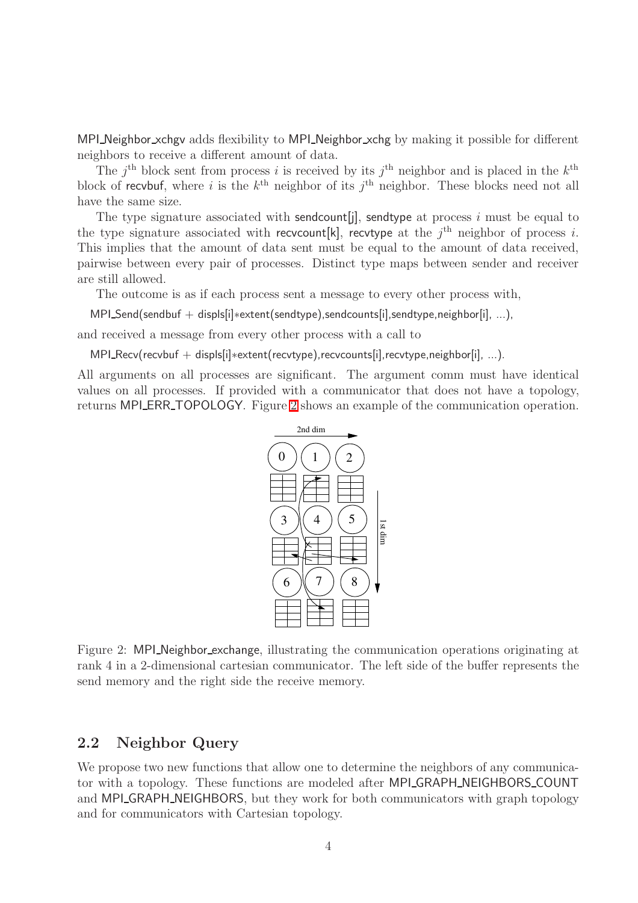MPI_Neighbor_xchgv adds flexibility to MPI_Neighbor_xchg by making it possible for different neighbors to receive a different amount of data.

The $j^{\text{th}}$ block sent from process $i$ is received by its $j^{\text{th}}$ neighbor and is placed in the $k^{\text{th}}$ block of recvbuf, where $i$ is the $k^{\text{th}}$ neighbor of its $j^{\text{th}}$ neighbor. These blocks need not all have the same size.

The type signature associated with sendcount[j], sendtype at process $i$ must be equal to the type signature associated with recvcount[k], recvtype at the $j^{\text{th}}$ neighbor of process $i$. This implies that the amount of data sent must be equal to the amount of data received, pairwise between every pair of processes. Distinct type maps between sender and receiver are still allowed.

The outcome is as if each process sent a message to every other process with,

MPI_Send(sendbuf + displs[i]*extent(sendtype),sendcounts[i],sendtype,neighbor[i], ...),

and received a message from every other process with a call to

MPI_Recv(recvbuf + displs[i]*extent(recvtype),recvcounts[i],recvtype,neighbor[i], ...).

All arguments on all processes are significant. The argument comm must have identical values on all processes. If provided with a communicator that does not have a topology, returns MPI_ERR_TOPOLOGY. Figure 2 shows an example of the communication operation.

Figure 2: MPI_Neighbor_exchange, illustrating the communication operations originating at rank 4 in a 2-dimensional cartesian communicator. The left side of the buffer represents the send memory and the right side the receive memory.

## 2.2 Neighbor Query

We propose two new functions that allow one to determine the neighbors of any communicator with a topology. These functions are modeled after MPI_GRAPH_NEIGHBORS_COUNT and MPI_GRAPH_NEIGHBORS, but they work for both communicators with graph topology and for communicators with Cartesian topology.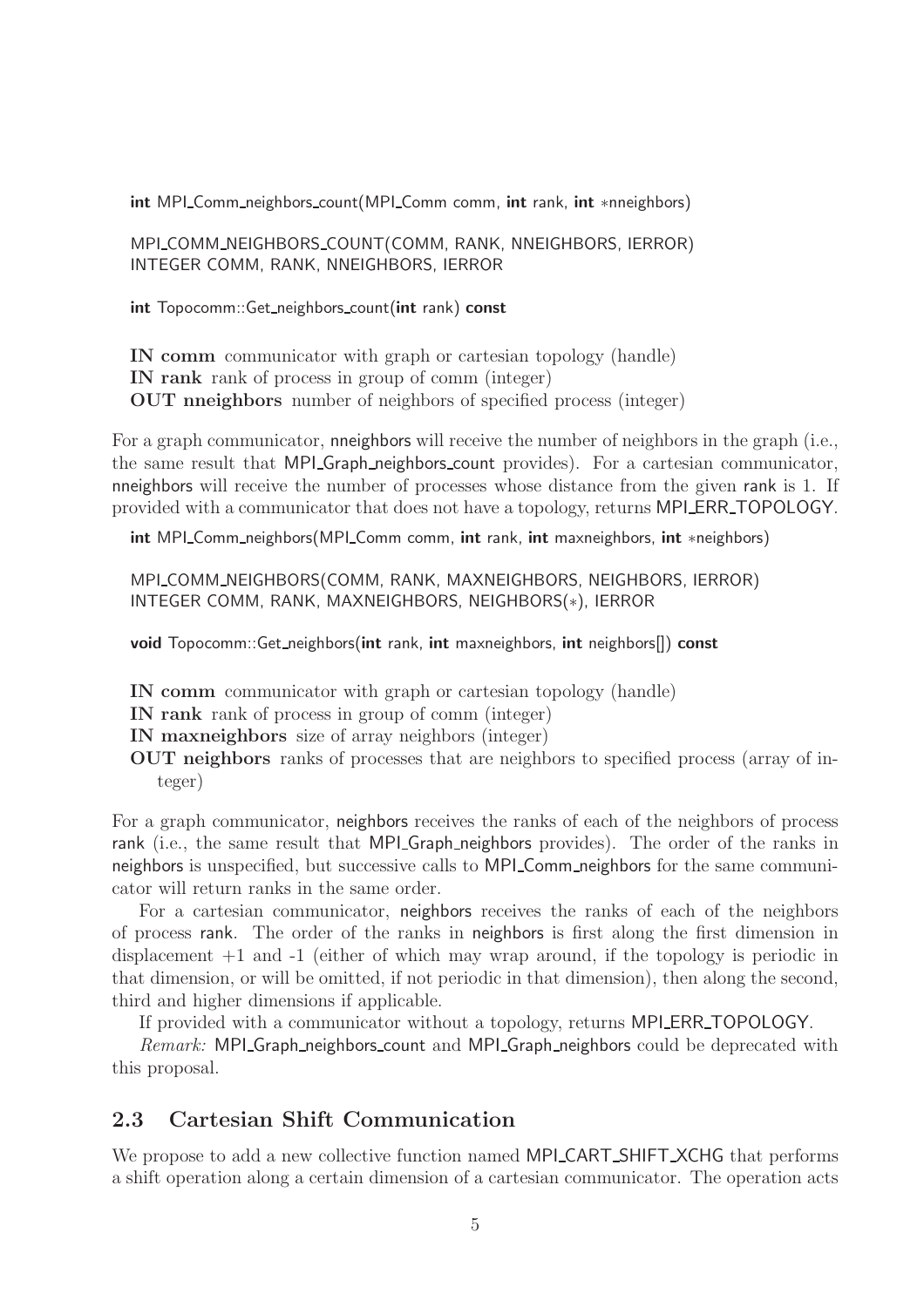```
int MPI_Comm_neighbors_count(MPI_Comm comm, int rank, int *nneighbors)

MPI_COMM_NEIGHBORS_COUNT(COMM, RANK, NNEIGHBORS, IERROR)
INTEGER COMM, RANK, NNEIGHBORS, IERROR

int Topocomm::Get_neighbors_count(int rank) const
```

**IN comm** communicator with graph or cartesian topology (handle)
**IN rank** rank of process in group of comm (integer)
**OUT nneighbors** number of neighbors of specified process (integer)

For a graph communicator, nneighbors will receive the number of neighbors in the graph (i.e., the same result that MPI_Graph_neighbors_count provides). For a cartesian communicator, nneighbors will receive the number of processes whose distance from the given rank is 1. If provided with a communicator that does not have a topology, returns MPI_ERR_TOPOLOGY.

```
int MPI_Comm_neighbors(MPI_Comm comm, int rank, int maxneighbors, int *neighbors)

MPI_COMM_NEIGHBORS(COMM, RANK, MAXNEIGHBORS, NEIGHBORS, IERROR)
INTEGER COMM, RANK, MAXNEIGHBORS, NEIGHBORS(*), IERROR

void Topocomm::Get_neighbors(int rank, int maxneighbors, int neighbors[]) const
```

**IN comm** communicator with graph or cartesian topology (handle)
**IN rank** rank of process in group of comm (integer)
**IN maxneighbors** size of array neighbors (integer)
**OUT neighbors** ranks of processes that are neighbors to specified process (array of integer)

For a graph communicator, neighbors receives the ranks of each of the neighbors of process rank (i.e., the same result that MPI_Graph_neighbors provides). The order of the ranks in neighbors is unspecified, but successive calls to MPI_Comm_neighbors for the same communicator will return ranks in the same order.

For a cartesian communicator, neighbors receives the ranks of each of the neighbors of process rank. The order of the ranks in neighbors is first along the first dimension in displacement +1 and -1 (either of which may wrap around, if the topology is periodic in that dimension, or will be omitted, if not periodic in that dimension), then along the second, third and higher dimensions if applicable.

If provided with a communicator without a topology, returns MPI_ERR_TOPOLOGY.

*Remark:* MPI_Graph_neighbors_count and MPI_Graph_neighbors could be deprecated with this proposal.

## 2.3 Cartesian Shift Communication

We propose to add a new collective function named MPI_CART_SHIFT_XCHG that performs a shift operation along a certain dimension of a cartesian communicator. The operation acts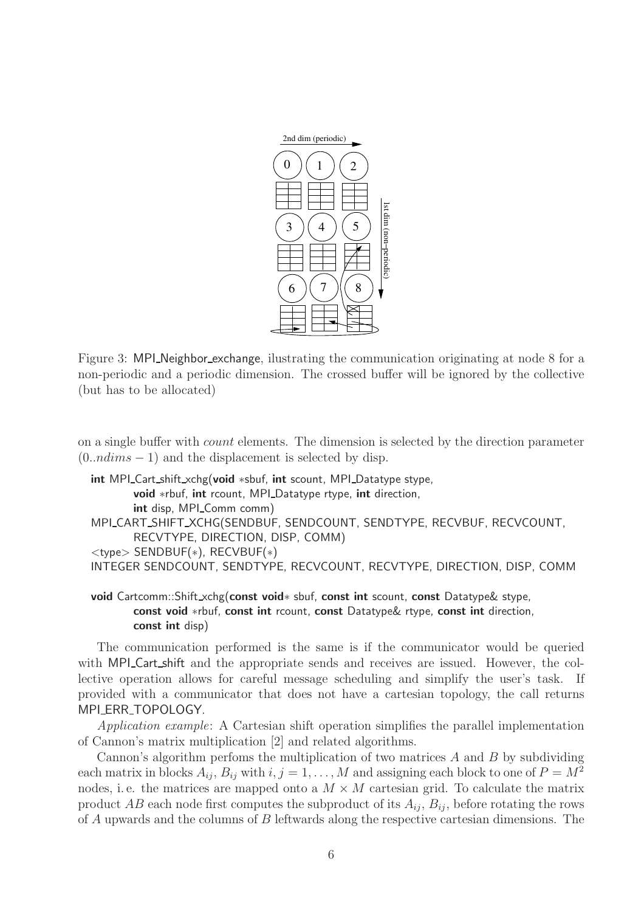Figure 3: MPI_Neighbor_exchange, ilustrating the communication originating at node 8 for a non-periodic and a periodic dimension. The crossed buffer will be ignored by the collective (but has to be allocated)

on a single buffer with *count* elements. The dimension is selected by the direction parameter $(0..ndims - 1)$ and the displacement is selected by disp.

```
int MPI_Cart_shift_xchg(void *sbuf, int scount, MPI_Datatype stype,
        void *rbuf, int rcount, MPI_Datatype rtype, int direction,
        int disp, MPI_Comm comm)
MPI_CART_SHIFT_XCHG(SENDBUF, SENDCOUNT, SENDTYPE, RECVBUF, RECVCOUNT,
        RECVTYPE, DIRECTION, DISP, COMM)
<type> SENDBUF(*), RECVBUF(*)
INTEGER SENDCOUNT, SENDTYPE, RECVCOUNT, RECVTYPE, DIRECTION, DISP, COMM

void Cartcomm::Shift_xchg(const void* sbuf, const int scount, const Datatype& stype,
        const void *rbuf, const int rcount, const Datatype& rtype, const int direction,
        const int disp)
```

The communication performed is the same is if the communicator would be queried with MPI_Cart_shift and the appropriate sends and receives are issued. However, the collective operation allows for careful message scheduling and simplify the user's task. If provided with a communicator that does not have a cartesian topology, the call returns MPI_ERR_TOPOLOGY.

*Application example*: A Cartesian shift operation simplifies the parallel implementation of Cannon's matrix multiplication [2] and related algorithms.

Cannon's algorithm perfoms the multiplication of two matrices $A$ and $B$ by subdividing each matrix in blocks $A_{ij}$, $B_{ij}$ with $i, j = 1, \ldots, M$ and assigning each block to one of $P = M^2$ nodes, i. e. the matrices are mapped onto a $M \times M$ cartesian grid. To calculate the matrix product $AB$ each node first computes the subproduct of its $A_{ij}$, $B_{ij}$, before rotating the rows of $A$ upwards and the columns of $B$ leftwards along the respective cartesian dimensions. The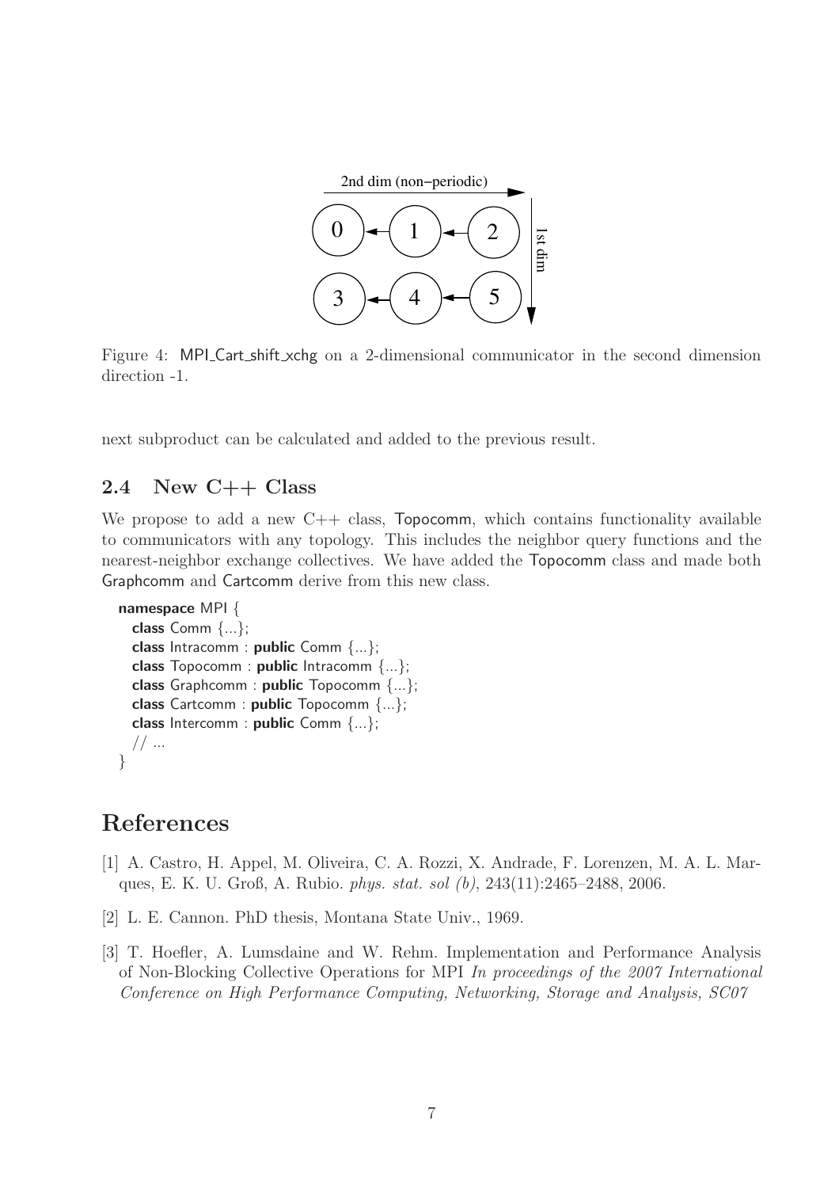2nd dim (non–periodic)

0 1 2

3 4 5

1st dim

Figure 4: MPI_Cart_shift_xchg on a 2-dimensional communicator in the second dimension direction -1.

next subproduct can be calculated and added to the previous result.

### 2.4 New C++ Class

We propose to add a new C++ class, Topocomm, which contains functionality available to communicators with any topology. This includes the neighbor query functions and the nearest-neighbor exchange collectives. We have added the Topocomm class and made both Graphcomm and Cartcomm derive from this new class.

```
namespace MPI {
  class Comm {...};
  class Intracomm : public Comm {...};
  class Topocomm : public Intracomm {...};
  class Graphcomm : public Topocomm {...};
  class Cartcomm : public Topocomm {...};
  class Intercomm : public Comm {...};
  // ...
}
```

## References

[1] A. Castro, H. Appel, M. Oliveira, C. A. Rozzi, X. Andrade, F. Lorenzen, M. A. L. Marques, E. K. U. Groß, A. Rubio. *phys. stat. sol (b)*, 243(11):2465–2488, 2006.

[2] L. E. Cannon. PhD thesis, Montana State Univ., 1969.

[3] T. Hoefler, A. Lumsdaine and W. Rehm. Implementation and Performance Analysis of Non-Blocking Collective Operations for MPI *In proceedings of the 2007 International Conference on High Performance Computing, Networking, Storage and Analysis, SC07*